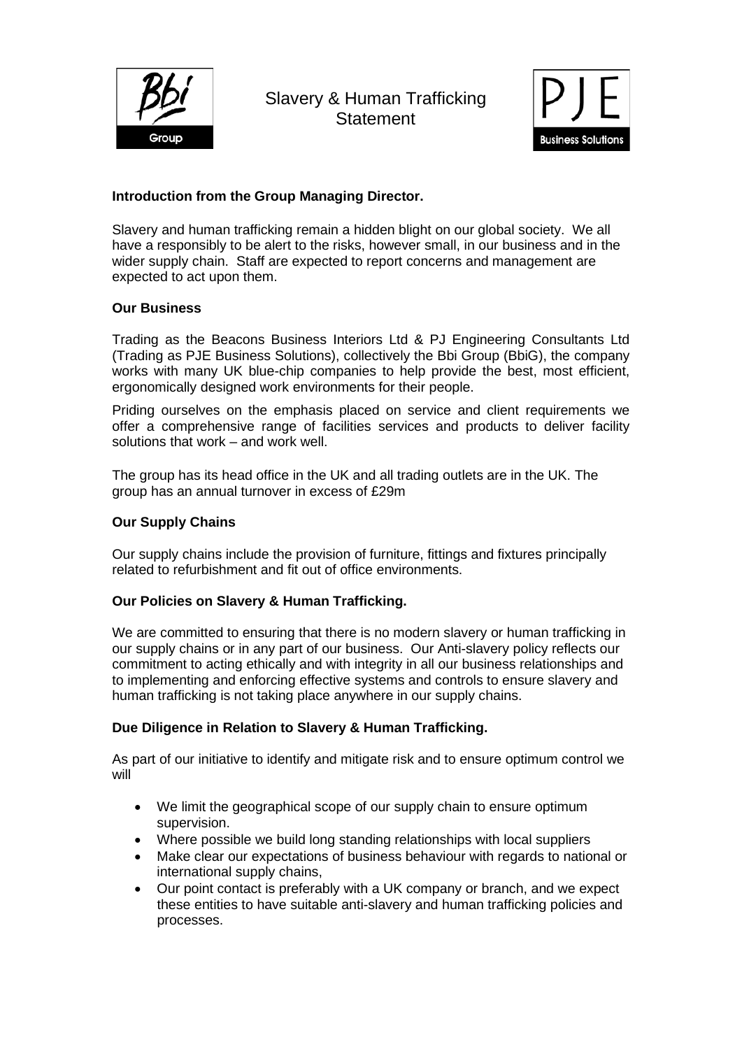# Slavery & Human Trafficking Statement

**Introduction from the Group Managing Director.**

Slavery and human trafficking remain a hidden blight on our global society. We all have a responsibly to be alert to the risks, however small, in our business and in the wider supply chain. Staff are expected to report concerns and management are expected to act upon them.

**Our Business**

Trading as the Beacons Business Interiors Ltd & PJ Engineering Consultants Ltd (Trading as PJE Business Solutions), collectively the Bbi Group (BbiG), the company works with many UK blue-chip companies to help provide the best, most efficient, ergonomically designed work environments for their people.

Priding ourselves on the emphasis placed on service and client requirements we offer a comprehensive range of facilities services and products to deliver facility solutions that work – and work well.

The group has its head office in the UK and all trading outlets are in the UK. The group has an annual turnover in excess of £29m

**Our Supply Chains**

Our supply chains include the provision of furniture, fittings and fixtures principally related to refurbishment and fit out of office environments.

**Our Policies on Slavery & Human Trafficking.**

We are committed to ensuring that there is no modern slavery or human trafficking in our supply chains or in any part of our business. Our Anti-slavery policy reflects our commitment to acting ethically and with integrity in all our business relationships and to implementing and enforcing effective systems and controls to ensure slavery and human trafficking is not taking place anywhere in our supply chains.

**Due Diligence in Relation to Slavery & Human Trafficking.**

As part of our initiative to identify and mitigate risk and to ensure optimum control we will

- We limit the geographical scope of our supply chain to ensure optimum supervision.
- Where possible we build long standing relationships with local suppliers
- Make clear our expectations of business behaviour with regards to national or international supply chains,
- Our point contact is preferably with a UK company or branch, and we expect these entities to have suitable anti-slavery and human trafficking policies and processes.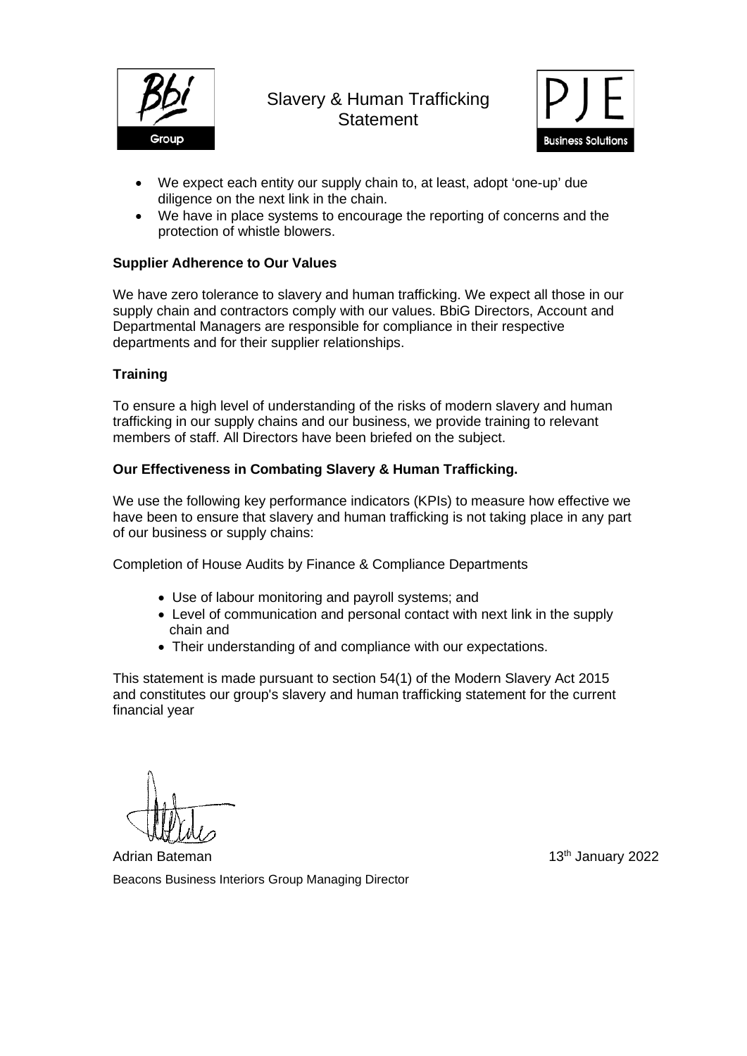- We expect each entity our supply chain to, at least, adopt 'one-up' due diligence on the next link in the chain.
- We have in place systems to encourage the reporting of concerns and the protection of whistle blowers.

**Supplier Adherence to Our Values**

We have zero tolerance to slavery and human trafficking. We expect all those in our supply chain and contractors comply with our values. BbiG Directors, Account and Departmental Managers are responsible for compliance in their respective departments and for their supplier relationships.

**Training**

To ensure a high level of understanding of the risks of modern slavery and human trafficking in our supply chains and our business, we provide training to relevant members of staff. All Directors have been briefed on the subject.

**Our Effectiveness in Combating Slavery & Human Trafficking.**

We use the following key performance indicators (KPIs) to measure how effective we have been to ensure that slavery and human trafficking is not taking place in any part of our business or supply chains:

Completion of House Audits by Finance & Compliance Departments

- Use of labour monitoring and payroll systems; and
- Level of communication and personal contact with next link in the supply chain and
- Their understanding of and compliance with our expectations.

This statement is made pursuant to section 54(1) of the Modern Slavery Act 2015 and constitutes our group's slavery and human trafficking statement for the current financial year

Adrian Bateman

Beacons Business Interiors Group Managing Director

13th January 2022